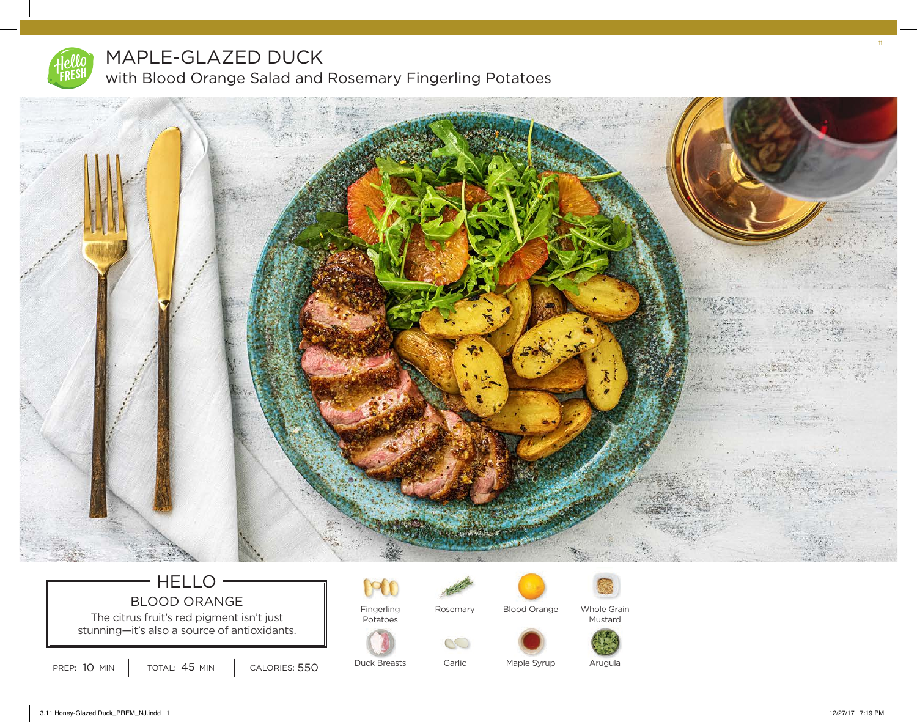# MAPLE-GLAZED DUCK

## with Blood Orange Salad and Rosemary Fingerling Potatoes

### HELLO

**BLOOD ORANGE**

The citrus fruit's red pigment isn't just stunning—it's also a source of antioxidants.

PREP: 10 MIN | TOTAL: 45 MIN | CALORIES: 550

- Fingerling Potatoes
- Rosemary
- Blood Orange
- Whole Grain Mustard
- Duck Breasts
- Garlic
- Maple Syrup
- Arugula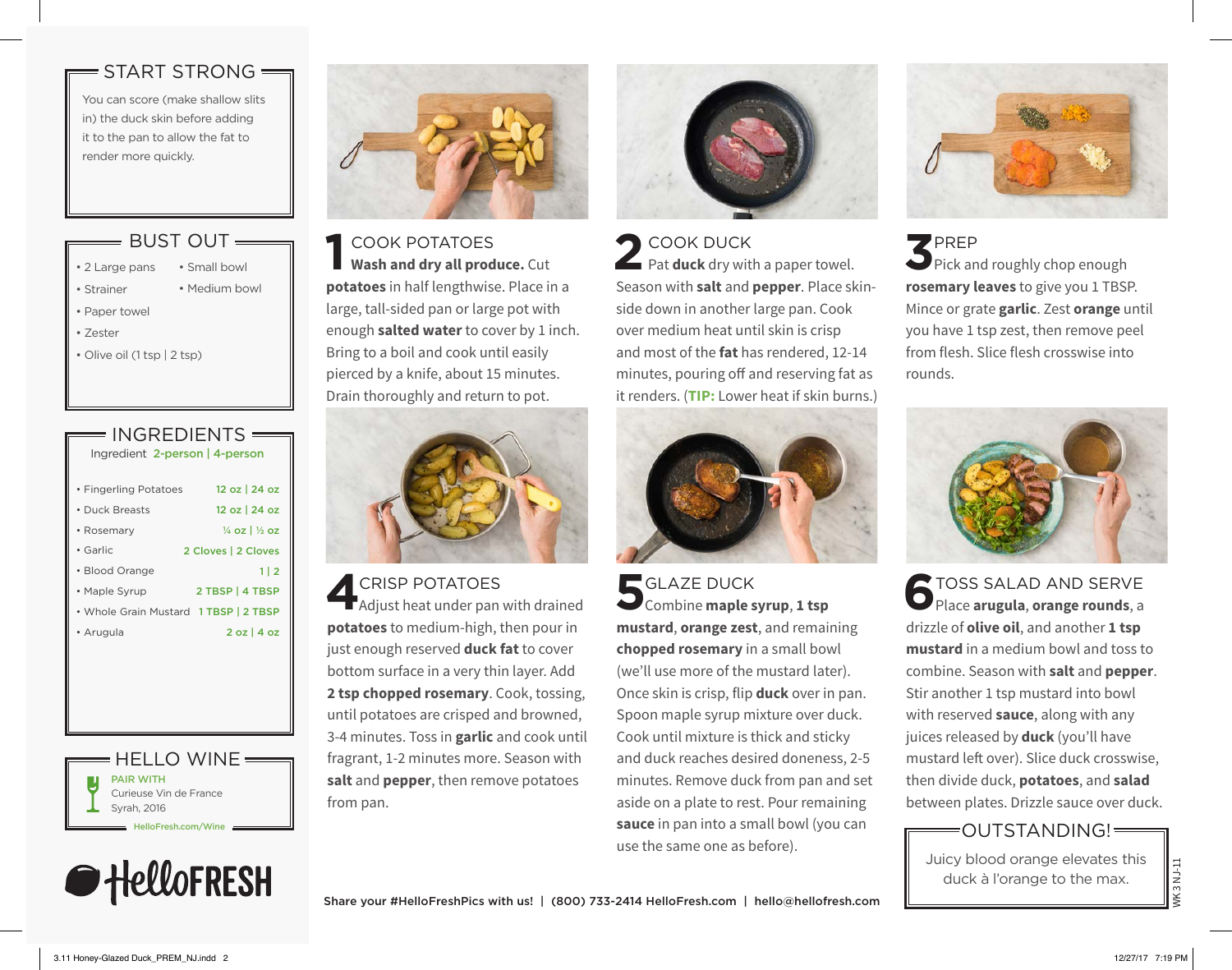## START STRONG

You can score (make shallow slits in) the duck skin before adding it to the pan to allow the fat to render more quickly.

## BUST OUT

- 2 Large pans
- Small bowl
- Strainer
- Medium bowl
- Paper towel
- Zester
- Olive oil (1 tsp | 2 tsp)

## INGREDIENTS

| Ingredient | 2-person \| 4-person |
|---|---|
| Fingerling Potatoes | 12 oz \| 24 oz |
| Duck Breasts | 12 oz \| 24 oz |
| Rosemary | ¼ oz \| ½ oz |
| Garlic | 2 Cloves \| 2 Cloves |
| Blood Orange | 1 \| 2 |
| Maple Syrup | 2 TBSP \| 4 TBSP |
| Whole Grain Mustard | 1 TBSP \| 2 TBSP |
| Arugula | 2 oz \| 4 oz |

## HELLO WINE

PAIR WITH
Curieuse Vin de France
Syrah, 2016

HelloFresh.com/Wine

## 1 COOK POTATOES

**Wash and dry all produce.** Cut **potatoes** in half lengthwise. Place in a large, tall-sided pan or large pot with enough **salted water** to cover by 1 inch. Bring to a boil and cook until easily pierced by a knife, about 15 minutes. Drain thoroughly and return to pot.

## 2 COOK DUCK

Pat **duck** dry with a paper towel. Season with **salt** and **pepper**. Place skin-side down in another large pan. Cook over medium heat until skin is crisp and most of the **fat** has rendered, 12-14 minutes, pouring off and reserving fat as it renders. (**TIP:** Lower heat if skin burns.)

## 3 PREP

Pick and roughly chop enough **rosemary leaves** to give you 1 TBSP. Mince or grate **garlic**. Zest **orange** until you have 1 tsp zest, then remove peel from flesh. Slice flesh crosswise into rounds.

## 4 CRISP POTATOES

Adjust heat under pan with drained **potatoes** to medium-high, then pour in just enough reserved **duck fat** to cover bottom surface in a very thin layer. Add **2 tsp chopped rosemary**. Cook, tossing, until potatoes are crisped and browned, 3-4 minutes. Toss in **garlic** and cook until fragrant, 1-2 minutes more. Season with **salt** and **pepper**, then remove potatoes from pan.

## 5 GLAZE DUCK

Combine **maple syrup**, **1 tsp mustard**, **orange zest**, and remaining **chopped rosemary** in a small bowl (we'll use more of the mustard later). Once skin is crisp, flip **duck** over in pan. Spoon maple syrup mixture over duck. Cook until mixture is thick and sticky and duck reaches desired doneness, 2-5 minutes. Remove duck from pan and set aside on a plate to rest. Pour remaining **sauce** in pan into a small bowl (you can use the same one as before).

## 6 TOSS SALAD AND SERVE

Place **arugula**, **orange rounds**, a drizzle of **olive oil**, and another **1 tsp mustard** in a medium bowl and toss to combine. Season with **salt** and **pepper**. Stir another 1 tsp mustard into bowl with reserved **sauce**, along with any juices released by **duck** (you'll have mustard left over). Slice duck crosswise, then divide duck, **potatoes**, and **salad** between plates. Drizzle sauce over duck.

## OUTSTANDING!

Juicy blood orange elevates this duck à l'orange to the max.

WK 3 NJ-11

Share your #HelloFreshPics with us! | (800) 733-2414 HelloFresh.com | hello@hellofresh.com